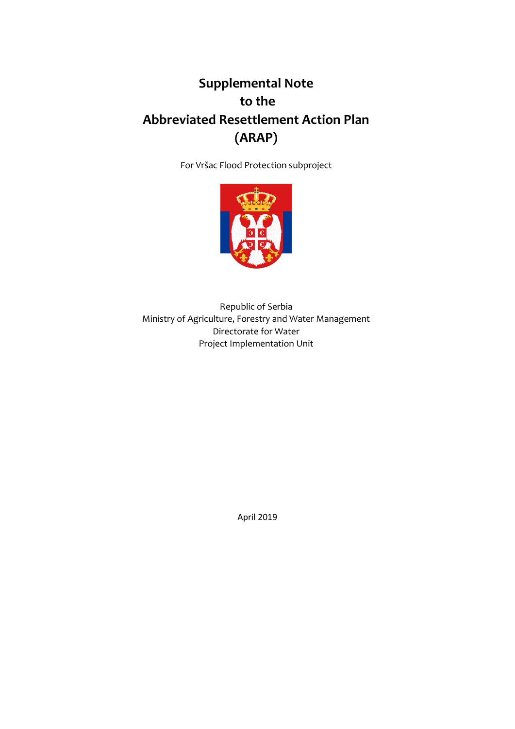# Supplemental Note to the Abbreviated Resettlement Action Plan (ARAP)

For Vršac Flood Protection subproject

Republic of Serbia
Ministry of Agriculture, Forestry and Water Management
Directorate for Water
Project Implementation Unit

April 2019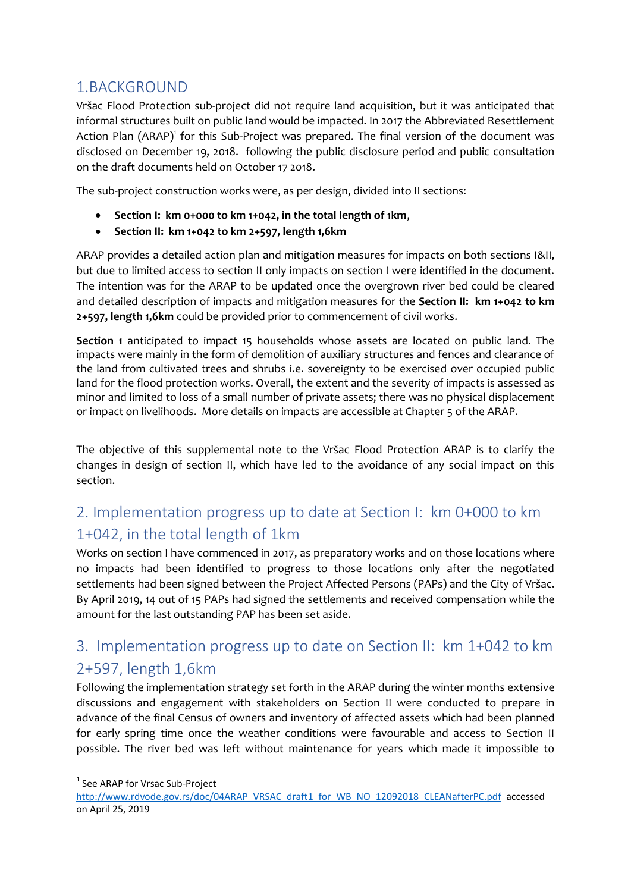## 1.BACKGROUND

Vršac Flood Protection sub-project did not require land acquisition, but it was anticipated that informal structures built on public land would be impacted. In 2017 the Abbreviated Resettlement Action Plan (ARAP)[1] for this Sub-Project was prepared. The final version of the document was disclosed on December 19, 2018. following the public disclosure period and public consultation on the draft documents held on October 17 2018.

The sub-project construction works were, as per design, divided into II sections:

- **Section I: km 0+000 to km 1+042, in the total length of 1km**,
- **Section II: km 1+042 to km 2+597, length 1,6km**

ARAP provides a detailed action plan and mitigation measures for impacts on both sections I&II, but due to limited access to section II only impacts on section I were identified in the document. The intention was for the ARAP to be updated once the overgrown river bed could be cleared and detailed description of impacts and mitigation measures for the **Section II: km 1+042 to km 2+597, length 1,6km** could be provided prior to commencement of civil works.

**Section 1** anticipated to impact 15 households whose assets are located on public land. The impacts were mainly in the form of demolition of auxiliary structures and fences and clearance of the land from cultivated trees and shrubs i.e. sovereignty to be exercised over occupied public land for the flood protection works. Overall, the extent and the severity of impacts is assessed as minor and limited to loss of a small number of private assets; there was no physical displacement or impact on livelihoods. More details on impacts are accessible at Chapter 5 of the ARAP.

The objective of this supplemental note to the Vršac Flood Protection ARAP is to clarify the changes in design of section II, which have led to the avoidance of any social impact on this section.

## 2. Implementation progress up to date at Section I: km 0+000 to km 1+042, in the total length of 1km

Works on section I have commenced in 2017, as preparatory works and on those locations where no impacts had been identified to progress to those locations only after the negotiated settlements had been signed between the Project Affected Persons (PAPs) and the City of Vršac. By April 2019, 14 out of 15 PAPs had signed the settlements and received compensation while the amount for the last outstanding PAP has been set aside.

## 3. Implementation progress up to date on Section II: km 1+042 to km 2+597, length 1,6km

Following the implementation strategy set forth in the ARAP during the winter months extensive discussions and engagement with stakeholders on Section II were conducted to prepare in advance of the final Census of owners and inventory of affected assets which had been planned for early spring time once the weather conditions were favourable and access to Section II possible. The river bed was left without maintenance for years which made it impossible to

---

[1] See ARAP for Vrsac Sub-Project http://www.rdvode.gov.rs/doc/04ARAP_VRSAC_draft1_for_WB_NO_12092018_CLEANafterPC.pdf accessed on April 25, 2019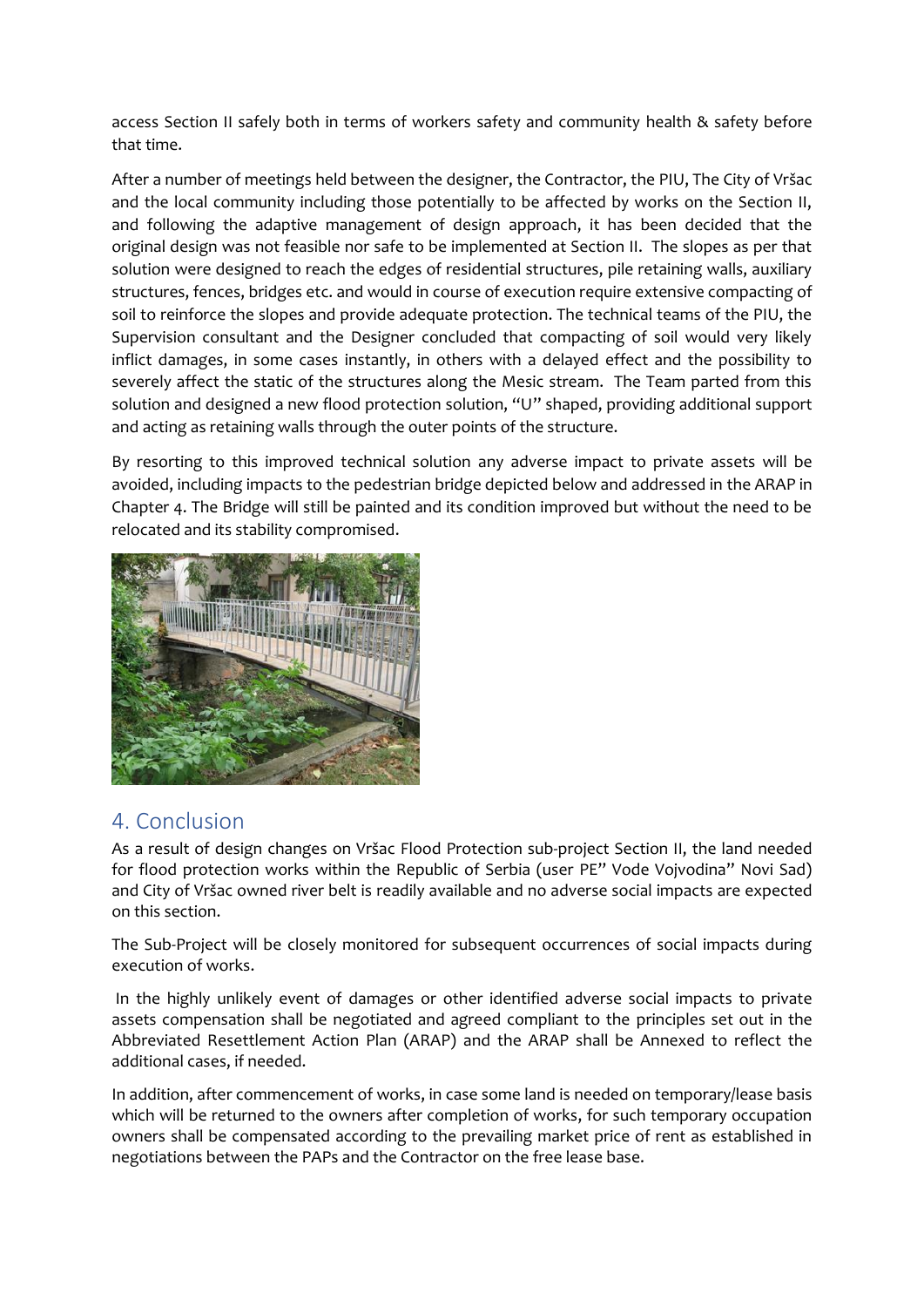access Section II safely both in terms of workers safety and community health & safety before that time.

After a number of meetings held between the designer, the Contractor, the PIU, The City of Vršac and the local community including those potentially to be affected by works on the Section II, and following the adaptive management of design approach, it has been decided that the original design was not feasible nor safe to be implemented at Section II. The slopes as per that solution were designed to reach the edges of residential structures, pile retaining walls, auxiliary structures, fences, bridges etc. and would in course of execution require extensive compacting of soil to reinforce the slopes and provide adequate protection. The technical teams of the PIU, the Supervision consultant and the Designer concluded that compacting of soil would very likely inflict damages, in some cases instantly, in others with a delayed effect and the possibility to severely affect the static of the structures along the Mesic stream. The Team parted from this solution and designed a new flood protection solution, "U" shaped, providing additional support and acting as retaining walls through the outer points of the structure.

By resorting to this improved technical solution any adverse impact to private assets will be avoided, including impacts to the pedestrian bridge depicted below and addressed in the ARAP in Chapter 4. The Bridge will still be painted and its condition improved but without the need to be relocated and its stability compromised.

## 4. Conclusion

As a result of design changes on Vršac Flood Protection sub-project Section II, the land needed for flood protection works within the Republic of Serbia (user PE" Vode Vojvodina" Novi Sad) and City of Vršac owned river belt is readily available and no adverse social impacts are expected on this section.

The Sub-Project will be closely monitored for subsequent occurrences of social impacts during execution of works.

In the highly unlikely event of damages or other identified adverse social impacts to private assets compensation shall be negotiated and agreed compliant to the principles set out in the Abbreviated Resettlement Action Plan (ARAP) and the ARAP shall be Annexed to reflect the additional cases, if needed.

In addition, after commencement of works, in case some land is needed on temporary/lease basis which will be returned to the owners after completion of works, for such temporary occupation owners shall be compensated according to the prevailing market price of rent as established in negotiations between the PAPs and the Contractor on the free lease base.